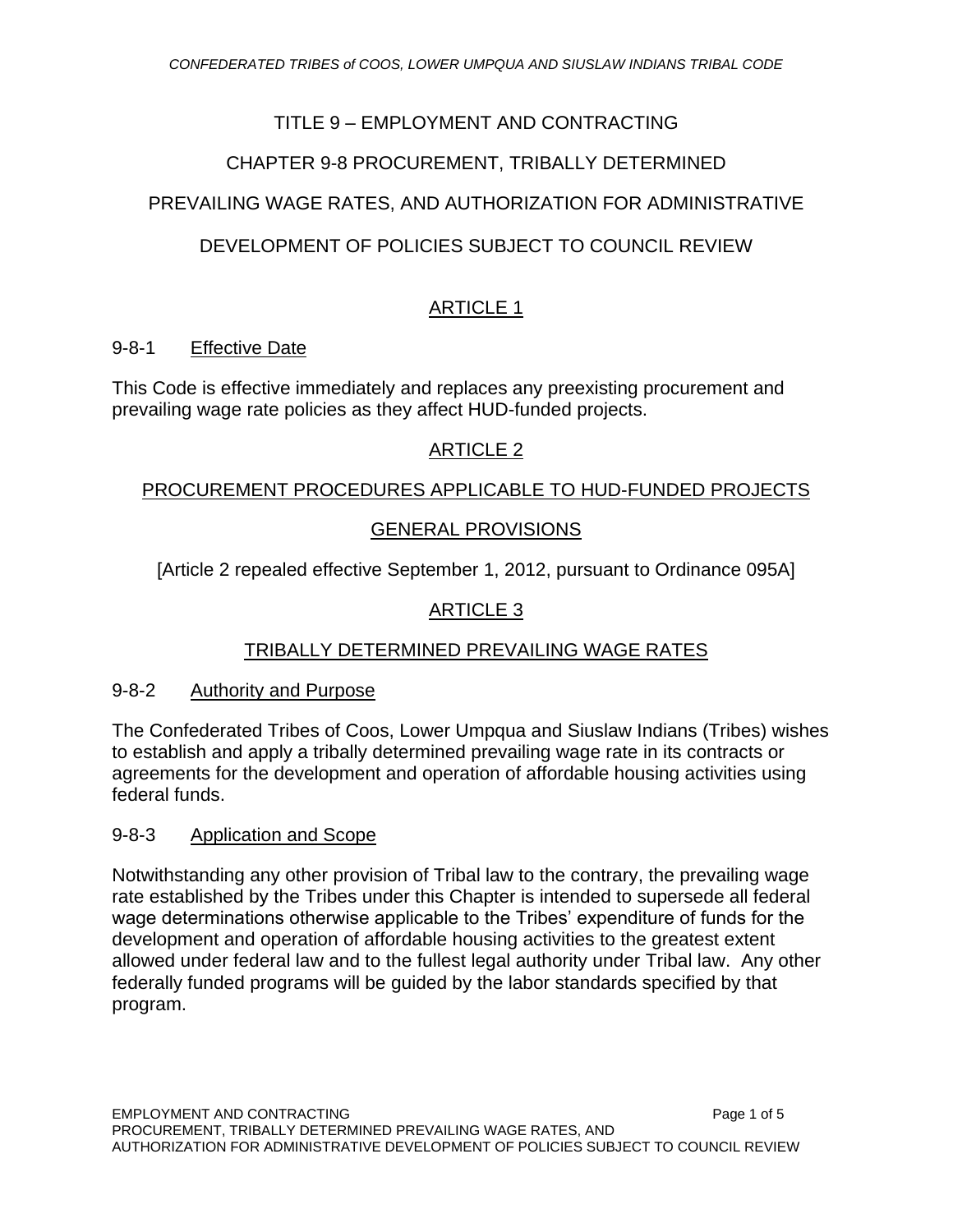# TITLE 9 – EMPLOYMENT AND CONTRACTING

## CHAPTER 9-8 PROCUREMENT, TRIBALLY DETERMINED PREVAILING WAGE RATES, AND AUTHORIZATION FOR ADMINISTRATIVE DEVELOPMENT OF POLICIES SUBJECT TO COUNCIL REVIEW

### ARTICLE 1

#### 9-8-1 Effective Date

This Code is effective immediately and replaces any preexisting procurement and prevailing wage rate policies as they affect HUD-funded projects.

### ARTICLE 2

### PROCUREMENT PROCEDURES APPLICABLE TO HUD-FUNDED PROJECTS

### GENERAL PROVISIONS

[Article 2 repealed effective September 1, 2012, pursuant to Ordinance 095A]

### ARTICLE 3

### TRIBALLY DETERMINED PREVAILING WAGE RATES

#### 9-8-2 Authority and Purpose

The Confederated Tribes of Coos, Lower Umpqua and Siuslaw Indians (Tribes) wishes to establish and apply a tribally determined prevailing wage rate in its contracts or agreements for the development and operation of affordable housing activities using federal funds.

#### 9-8-3 Application and Scope

Notwithstanding any other provision of Tribal law to the contrary, the prevailing wage rate established by the Tribes under this Chapter is intended to supersede all federal wage determinations otherwise applicable to the Tribes' expenditure of funds for the development and operation of affordable housing activities to the greatest extent allowed under federal law and to the fullest legal authority under Tribal law. Any other federally funded programs will be guided by the labor standards specified by that program.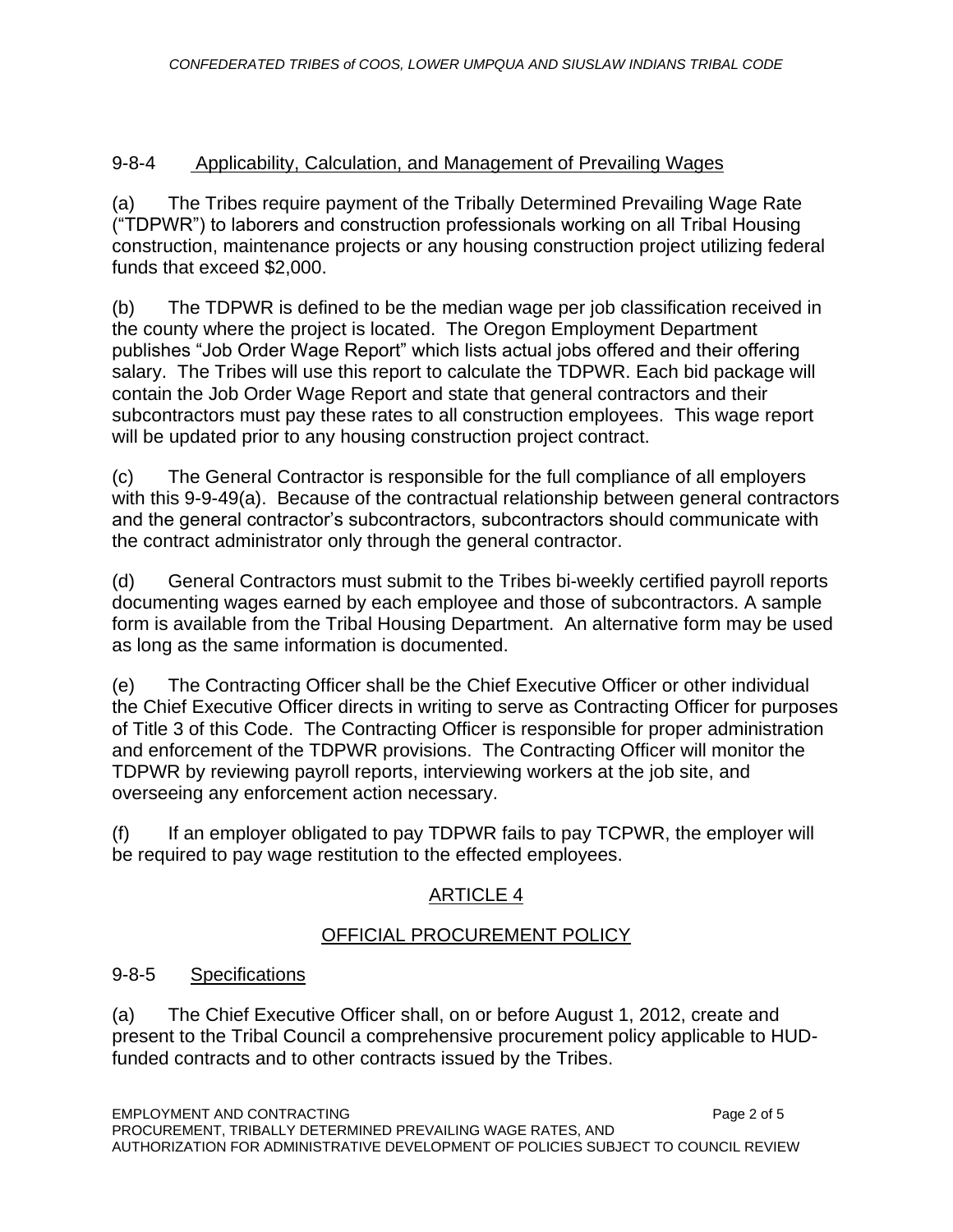## 9-8-4 Applicability, Calculation, and Management of Prevailing Wages

(a) The Tribes require payment of the Tribally Determined Prevailing Wage Rate ("TDPWR") to laborers and construction professionals working on all Tribal Housing construction, maintenance projects or any housing construction project utilizing federal funds that exceed $2,000.

(b) The TDPWR is defined to be the median wage per job classification received in the county where the project is located. The Oregon Employment Department publishes "Job Order Wage Report" which lists actual jobs offered and their offering salary. The Tribes will use this report to calculate the TDPWR. Each bid package will contain the Job Order Wage Report and state that general contractors and their subcontractors must pay these rates to all construction employees. This wage report will be updated prior to any housing construction project contract.

(c) The General Contractor is responsible for the full compliance of all employers with this 9-9-49(a). Because of the contractual relationship between general contractors and the general contractor's subcontractors, subcontractors should communicate with the contract administrator only through the general contractor.

(d) General Contractors must submit to the Tribes bi-weekly certified payroll reports documenting wages earned by each employee and those of subcontractors. A sample form is available from the Tribal Housing Department. An alternative form may be used as long as the same information is documented.

(e) The Contracting Officer shall be the Chief Executive Officer or other individual the Chief Executive Officer directs in writing to serve as Contracting Officer for purposes of Title 3 of this Code. The Contracting Officer is responsible for proper administration and enforcement of the TDPWR provisions. The Contracting Officer will monitor the TDPWR by reviewing payroll reports, interviewing workers at the job site, and overseeing any enforcement action necessary.

(f) If an employer obligated to pay TDPWR fails to pay TCPWR, the employer will be required to pay wage restitution to the effected employees.

# ARTICLE 4

# OFFICIAL PROCUREMENT POLICY

## 9-8-5 Specifications

(a) The Chief Executive Officer shall, on or before August 1, 2012, create and present to the Tribal Council a comprehensive procurement policy applicable to HUD-funded contracts and to other contracts issued by the Tribes.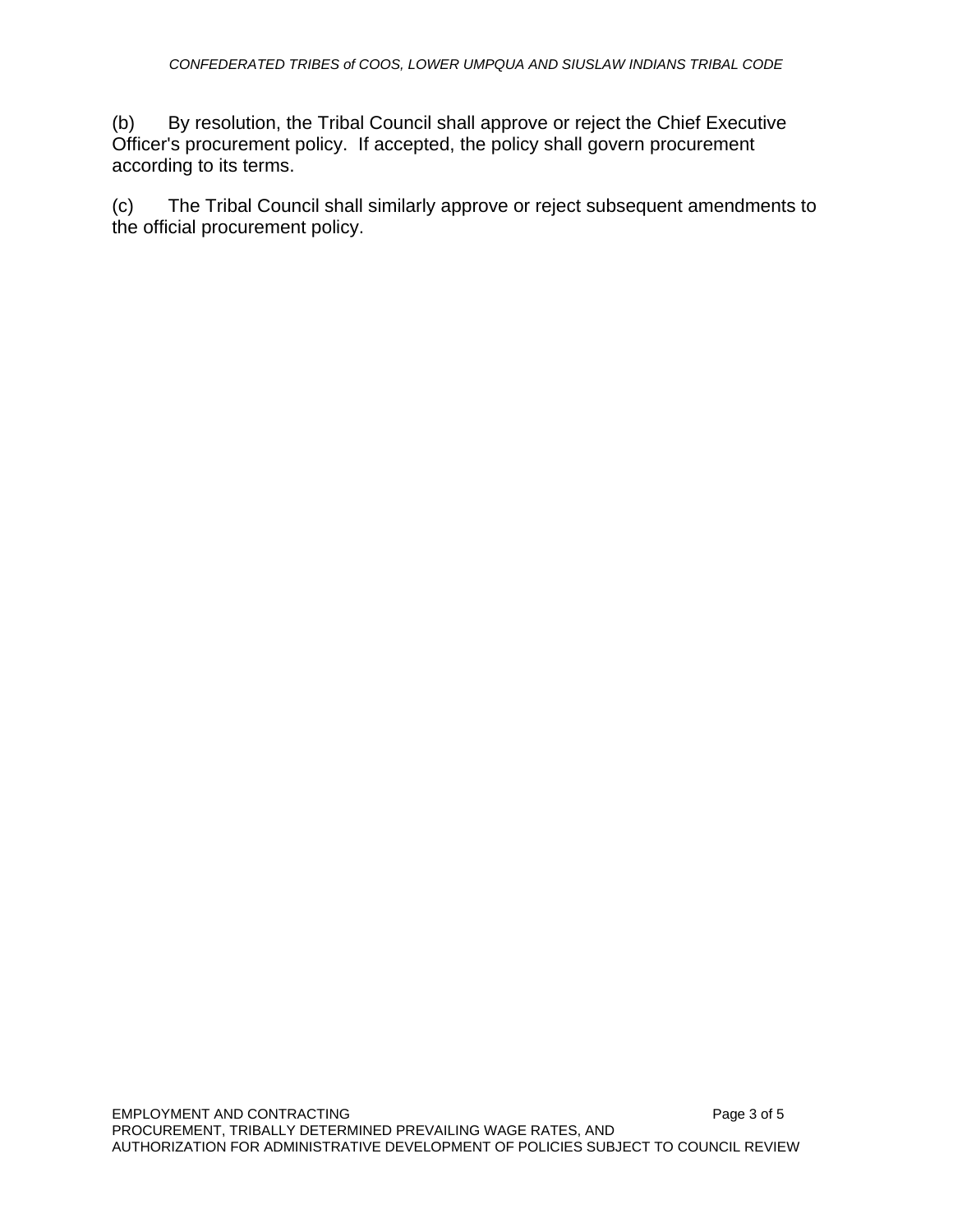(b) By resolution, the Tribal Council shall approve or reject the Chief Executive Officer's procurement policy. If accepted, the policy shall govern procurement according to its terms.

(c) The Tribal Council shall similarly approve or reject subsequent amendments to the official procurement policy.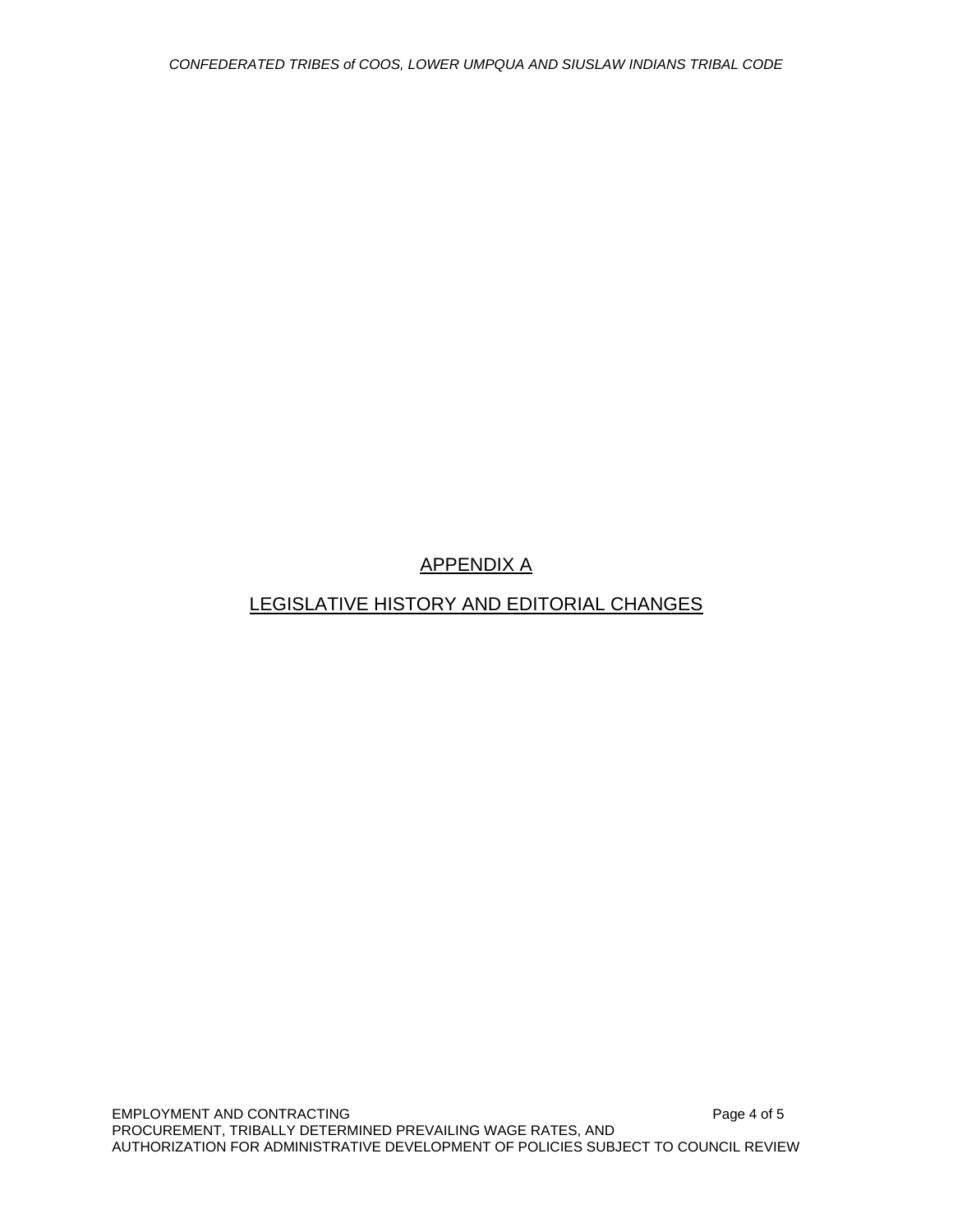## APPENDIX A

## LEGISLATIVE HISTORY AND EDITORIAL CHANGES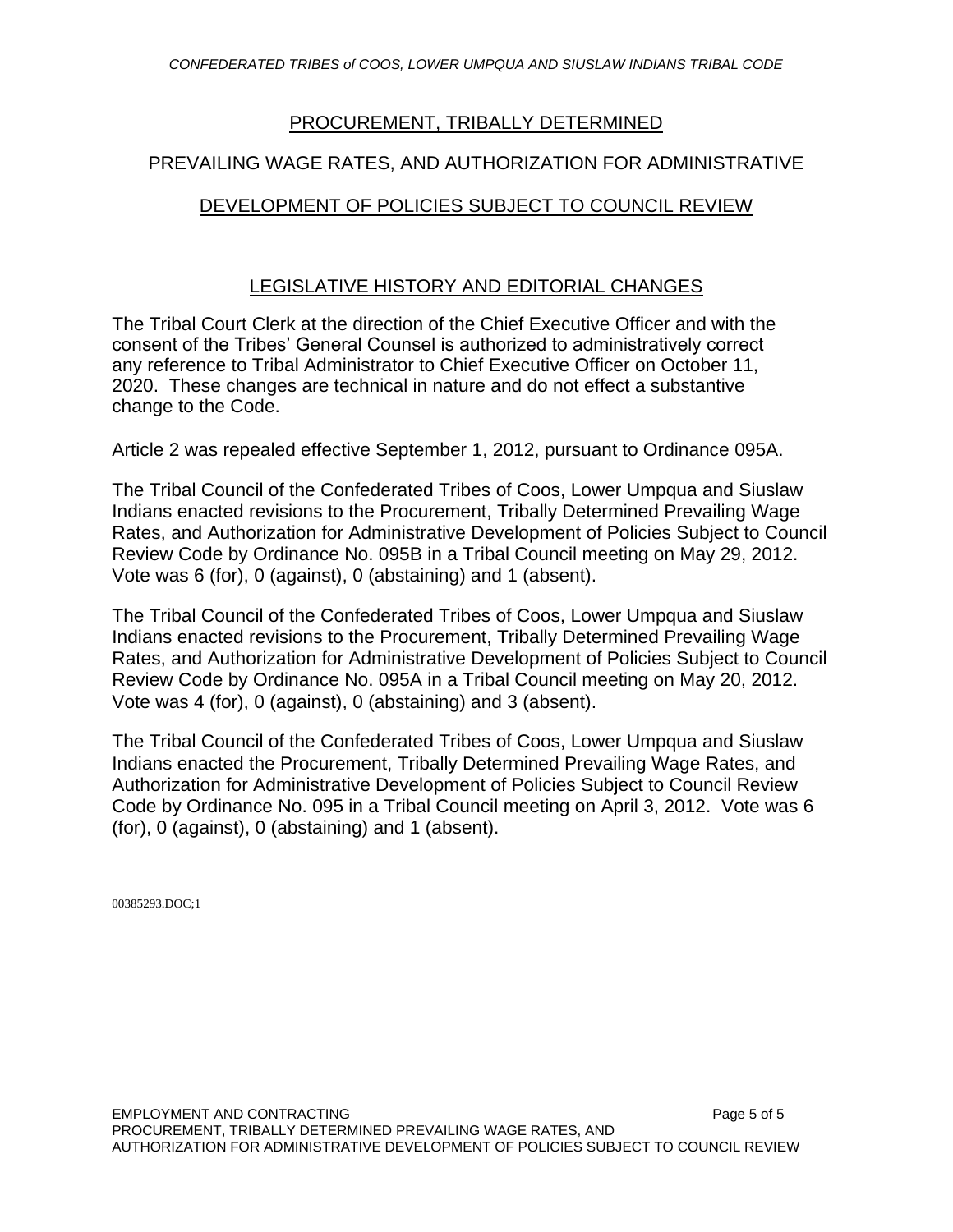# PROCUREMENT, TRIBALLY DETERMINED PREVAILING WAGE RATES, AND AUTHORIZATION FOR ADMINISTRATIVE DEVELOPMENT OF POLICIES SUBJECT TO COUNCIL REVIEW

## LEGISLATIVE HISTORY AND EDITORIAL CHANGES

The Tribal Court Clerk at the direction of the Chief Executive Officer and with the consent of the Tribes' General Counsel is authorized to administratively correct any reference to Tribal Administrator to Chief Executive Officer on October 11, 2020. These changes are technical in nature and do not effect a substantive change to the Code.

Article 2 was repealed effective September 1, 2012, pursuant to Ordinance 095A.

The Tribal Council of the Confederated Tribes of Coos, Lower Umpqua and Siuslaw Indians enacted revisions to the Procurement, Tribally Determined Prevailing Wage Rates, and Authorization for Administrative Development of Policies Subject to Council Review Code by Ordinance No. 095B in a Tribal Council meeting on May 29, 2012. Vote was 6 (for), 0 (against), 0 (abstaining) and 1 (absent).

The Tribal Council of the Confederated Tribes of Coos, Lower Umpqua and Siuslaw Indians enacted revisions to the Procurement, Tribally Determined Prevailing Wage Rates, and Authorization for Administrative Development of Policies Subject to Council Review Code by Ordinance No. 095A in a Tribal Council meeting on May 20, 2012. Vote was 4 (for), 0 (against), 0 (abstaining) and 3 (absent).

The Tribal Council of the Confederated Tribes of Coos, Lower Umpqua and Siuslaw Indians enacted the Procurement, Tribally Determined Prevailing Wage Rates, and Authorization for Administrative Development of Policies Subject to Council Review Code by Ordinance No. 095 in a Tribal Council meeting on April 3, 2012. Vote was 6 (for), 0 (against), 0 (abstaining) and 1 (absent).

00385293.DOC;1